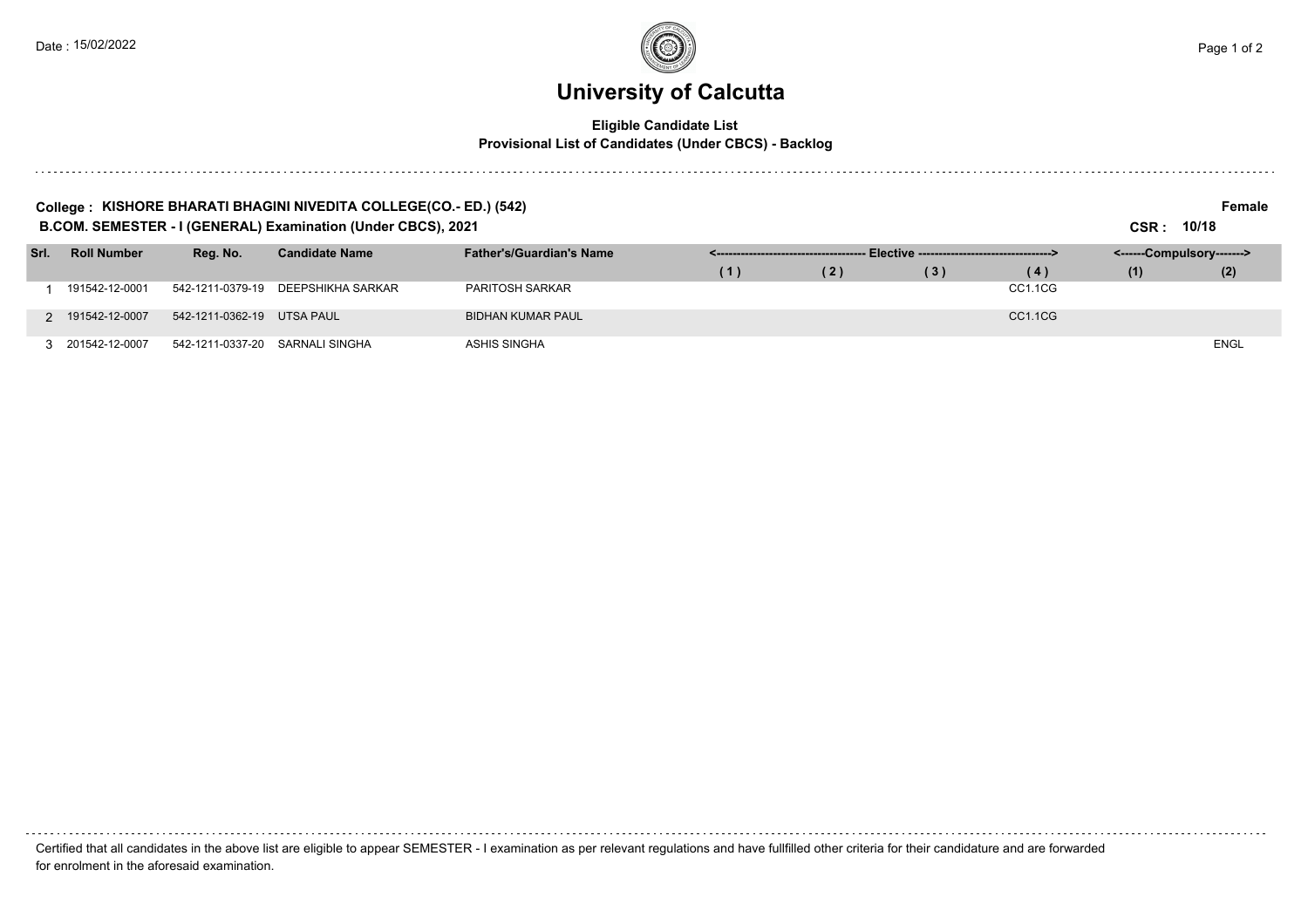# University of Calcutta

**Eligible Candidate List**
**Provisional List of Candidates (Under CBCS) - Backlog**

**College : KISHORE BHARATI BHAGINI NIVEDITA COLLEGE(CO.- ED.) (542)** **Female**

**B.COM. SEMESTER - I (GENERAL) Examination (Under CBCS), 2021** **CSR : 10/18**

| Srl. | Roll Number | Reg. No. | Candidate Name | Father's/Guardian's Name | <---- Elective ----> | | | | <---Compulsory---> | |
|---|---|---|---|---|---|---|---|---|---|---|
| | | | | | (1) | (2) | (3) | (4) | (1) | (2) |
| 1 | 191542-12-0001 | 542-1211-0379-19 | DEEPSHIKHA SARKAR | PARITOSH SARKAR | | | | CC1.1CG | | |
| 2 | 191542-12-0007 | 542-1211-0362-19 | UTSA PAUL | BIDHAN KUMAR PAUL | | | | CC1.1CG | | |
| 3 | 201542-12-0007 | 542-1211-0337-20 | SARNALI SINGHA | ASHIS SINGHA | | | | | | ENGL |

Certified that all candidates in the above list are eligible to appear SEMESTER - I examination as per relevant regulations and have fullfilled other criteria for their candidature and are forwarded for enrolment in the aforesaid examination.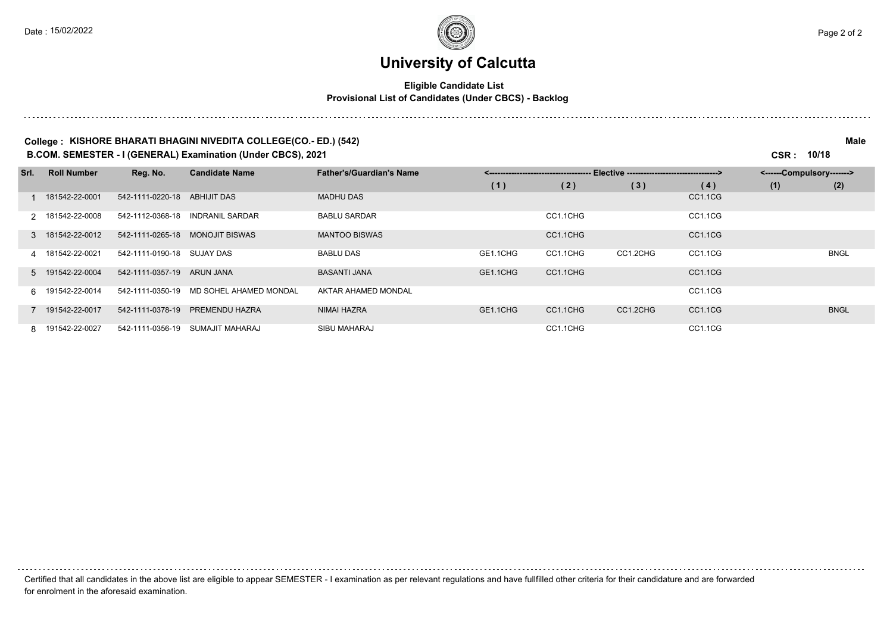# University of Calcutta

**Eligible Candidate List**
**Provisional List of Candidates (Under CBCS) - Backlog**

**College : KISHORE BHARATI BHAGINI NIVEDITA COLLEGE(CO.- ED.) (542)** **Male**

**B.COM. SEMESTER - I (GENERAL) Examination (Under CBCS), 2021** **CSR : 10/18**

| Srl. | Roll Number | Reg. No. | Candidate Name | Father's/Guardian's Name | Elective | | | | Compulsory | |
|---|---|---|---|---|---|---|---|---|---|---|
| | | | | | (1) | (2) | (3) | (4) | (1) | (2) |
| 1 | 181542-22-0001 | 542-1111-0220-18 | ABHIJIT DAS | MADHU DAS | | | | CC1.1CG | | |
| 2 | 181542-22-0008 | 542-1112-0368-18 | INDRANIL SARDAR | BABLU SARDAR | | CC1.1CHG | | CC1.1CG | | |
| 3 | 181542-22-0012 | 542-1111-0265-18 | MONOJIT BISWAS | MANTOO BISWAS | | CC1.1CHG | | CC1.1CG | | |
| 4 | 181542-22-0021 | 542-1111-0190-18 | SUJAY DAS | BABLU DAS | GE1.1CHG | CC1.1CHG | CC1.2CHG | CC1.1CG | | BNGL |
| 5 | 191542-22-0004 | 542-1111-0357-19 | ARUN JANA | BASANTI JANA | GE1.1CHG | CC1.1CHG | | CC1.1CG | | |
| 6 | 191542-22-0014 | 542-1111-0350-19 | MD SOHEL AHAMED MONDAL | AKTAR AHAMED MONDAL | | | | CC1.1CG | | |
| 7 | 191542-22-0017 | 542-1111-0378-19 | PREMENDU HAZRA | NIMAI HAZRA | GE1.1CHG | CC1.1CHG | CC1.2CHG | CC1.1CG | | BNGL |
| 8 | 191542-22-0027 | 542-1111-0356-19 | SUMAJIT MAHARAJ | SIBU MAHARAJ | | CC1.1CHG | | CC1.1CG | | |

Certified that all candidates in the above list are eligible to appear SEMESTER - I examination as per relevant regulations and have fullfilled other criteria for their candidature and are forwarded for enrolment in the aforesaid examination.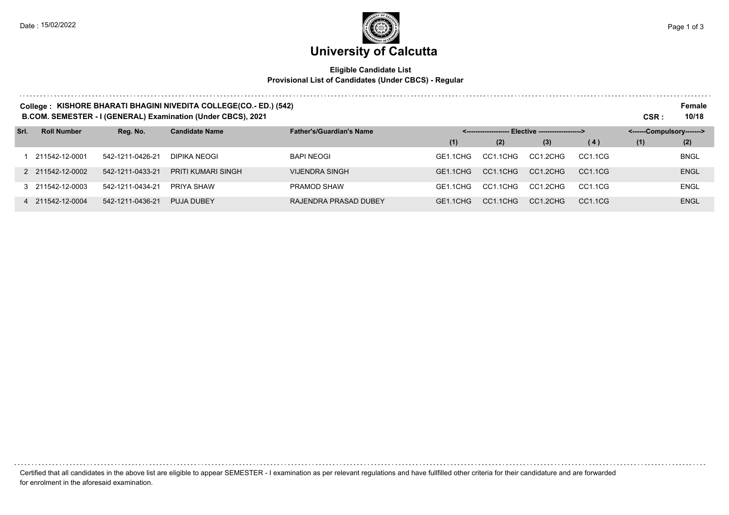# University of Calcutta

**Eligible Candidate List**
**Provisional List of Candidates (Under CBCS) - Regular**

**College : KISHORE BHARATI BHAGINI NIVEDITA COLLEGE(CO.- ED.) (542)** — **Female**
**B.COM. SEMESTER - I (GENERAL) Examination (Under CBCS), 2021** — **CSR : 10/18**

| Srl. | Roll Number | Reg. No. | Candidate Name | Father's/Guardian's Name | Elective (1) | Elective (2) | Elective (3) | Elective (4) | Compulsory (1) | Compulsory (2) |
|---|---|---|---|---|---|---|---|---|---|---|
| 1 | 211542-12-0001 | 542-1211-0426-21 | DIPIKA NEOGI | BAPI NEOGI | GE1.1CHG | CC1.1CHG | CC1.2CHG | CC1.1CG | | BNGL |
| 2 | 211542-12-0002 | 542-1211-0433-21 | PRITI KUMARI SINGH | VIJENDRA SINGH | GE1.1CHG | CC1.1CHG | CC1.2CHG | CC1.1CG | | ENGL |
| 3 | 211542-12-0003 | 542-1211-0434-21 | PRIYA SHAW | PRAMOD SHAW | GE1.1CHG | CC1.1CHG | CC1.2CHG | CC1.1CG | | ENGL |
| 4 | 211542-12-0004 | 542-1211-0436-21 | PUJA DUBEY | RAJENDRA PRASAD DUBEY | GE1.1CHG | CC1.1CHG | CC1.2CHG | CC1.1CG | | ENGL |

Certified that all candidates in the above list are eligible to appear SEMESTER - I examination as per relevant regulations and have fullfilled other criteria for their candidature and are forwarded for enrolment in the aforesaid examination.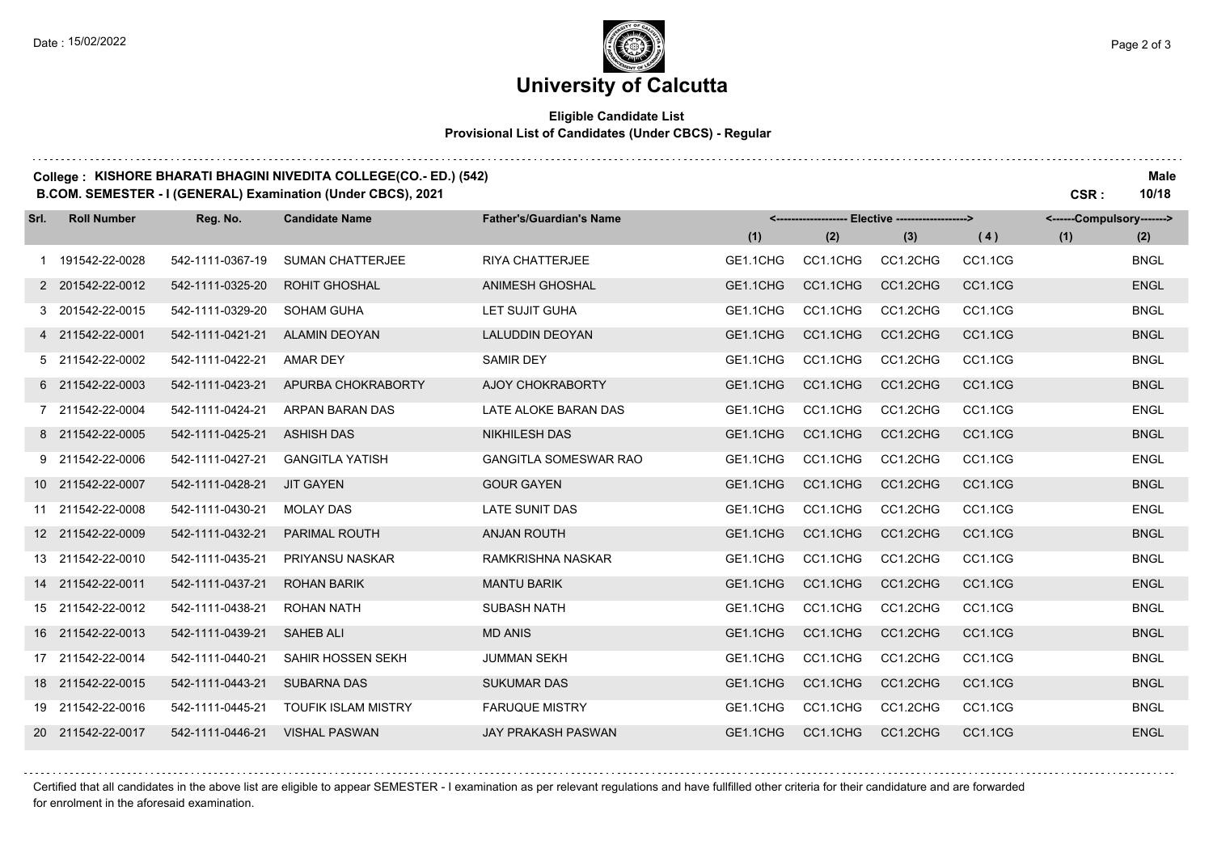# University of Calcutta

**Eligible Candidate List**
**Provisional List of Candidates (Under CBCS) - Regular**

**College : KISHORE BHARATI BHAGINI NIVEDITA COLLEGE(CO.- ED.) (542)** **Male**
**B.COM. SEMESTER - I (GENERAL) Examination (Under CBCS), 2021** **CSR : 10/18**

| Srl. | Roll Number | Reg. No. | Candidate Name | Father's/Guardian's Name | <------ Elective ------> | | | | <------Compulsory-------> | |
|---|---|---|---|---|---|---|---|---|---|---|
| | | | | | (1) | (2) | (3) | (4) | (1) | (2) |
| 1 | 191542-22-0028 | 542-1111-0367-19 | SUMAN CHATTERJEE | RIYA CHATTERJEE | GE1.1CHG | CC1.1CHG | CC1.2CHG | CC1.1CG | | BNGL |
| 2 | 201542-22-0012 | 542-1111-0325-20 | ROHIT GHOSHAL | ANIMESH GHOSHAL | GE1.1CHG | CC1.1CHG | CC1.2CHG | CC1.1CG | | ENGL |
| 3 | 201542-22-0015 | 542-1111-0329-20 | SOHAM GUHA | LET SUJIT GUHA | GE1.1CHG | CC1.1CHG | CC1.2CHG | CC1.1CG | | BNGL |
| 4 | 211542-22-0001 | 542-1111-0421-21 | ALAMIN DEOYAN | LALUDDIN DEOYAN | GE1.1CHG | CC1.1CHG | CC1.2CHG | CC1.1CG | | BNGL |
| 5 | 211542-22-0002 | 542-1111-0422-21 | AMAR DEY | SAMIR DEY | GE1.1CHG | CC1.1CHG | CC1.2CHG | CC1.1CG | | BNGL |
| 6 | 211542-22-0003 | 542-1111-0423-21 | APURBA CHOKRABORTY | AJOY CHOKRABORTY | GE1.1CHG | CC1.1CHG | CC1.2CHG | CC1.1CG | | BNGL |
| 7 | 211542-22-0004 | 542-1111-0424-21 | ARPAN BARAN DAS | LATE ALOKE BARAN DAS | GE1.1CHG | CC1.1CHG | CC1.2CHG | CC1.1CG | | ENGL |
| 8 | 211542-22-0005 | 542-1111-0425-21 | ASHISH DAS | NIKHILESH DAS | GE1.1CHG | CC1.1CHG | CC1.2CHG | CC1.1CG | | BNGL |
| 9 | 211542-22-0006 | 542-1111-0427-21 | GANGITLA YATISH | GANGITLA SOMESWAR RAO | GE1.1CHG | CC1.1CHG | CC1.2CHG | CC1.1CG | | ENGL |
| 10 | 211542-22-0007 | 542-1111-0428-21 | JIT GAYEN | GOUR GAYEN | GE1.1CHG | CC1.1CHG | CC1.2CHG | CC1.1CG | | BNGL |
| 11 | 211542-22-0008 | 542-1111-0430-21 | MOLAY DAS | LATE SUNIT DAS | GE1.1CHG | CC1.1CHG | CC1.2CHG | CC1.1CG | | ENGL |
| 12 | 211542-22-0009 | 542-1111-0432-21 | PARIMAL ROUTH | ANJAN ROUTH | GE1.1CHG | CC1.1CHG | CC1.2CHG | CC1.1CG | | BNGL |
| 13 | 211542-22-0010 | 542-1111-0435-21 | PRIYANSU NASKAR | RAMKRISHNA NASKAR | GE1.1CHG | CC1.1CHG | CC1.2CHG | CC1.1CG | | BNGL |
| 14 | 211542-22-0011 | 542-1111-0437-21 | ROHAN BARIK | MANTU BARIK | GE1.1CHG | CC1.1CHG | CC1.2CHG | CC1.1CG | | ENGL |
| 15 | 211542-22-0012 | 542-1111-0438-21 | ROHAN NATH | SUBASH NATH | GE1.1CHG | CC1.1CHG | CC1.2CHG | CC1.1CG | | BNGL |
| 16 | 211542-22-0013 | 542-1111-0439-21 | SAHEB ALI | MD ANIS | GE1.1CHG | CC1.1CHG | CC1.2CHG | CC1.1CG | | BNGL |
| 17 | 211542-22-0014 | 542-1111-0440-21 | SAHIR HOSSEN SEKH | JUMMAN SEKH | GE1.1CHG | CC1.1CHG | CC1.2CHG | CC1.1CG | | BNGL |
| 18 | 211542-22-0015 | 542-1111-0443-21 | SUBARNA DAS | SUKUMAR DAS | GE1.1CHG | CC1.1CHG | CC1.2CHG | CC1.1CG | | BNGL |
| 19 | 211542-22-0016 | 542-1111-0445-21 | TOUFIK ISLAM MISTRY | FARUQUE MISTRY | GE1.1CHG | CC1.1CHG | CC1.2CHG | CC1.1CG | | BNGL |
| 20 | 211542-22-0017 | 542-1111-0446-21 | VISHAL PASWAN | JAY PRAKASH PASWAN | GE1.1CHG | CC1.1CHG | CC1.2CHG | CC1.1CG | | ENGL |

Certified that all candidates in the above list are eligible to appear SEMESTER - I examination as per relevant regulations and have fullfilled other criteria for their candidature and are forwarded for enrolment in the aforesaid examination.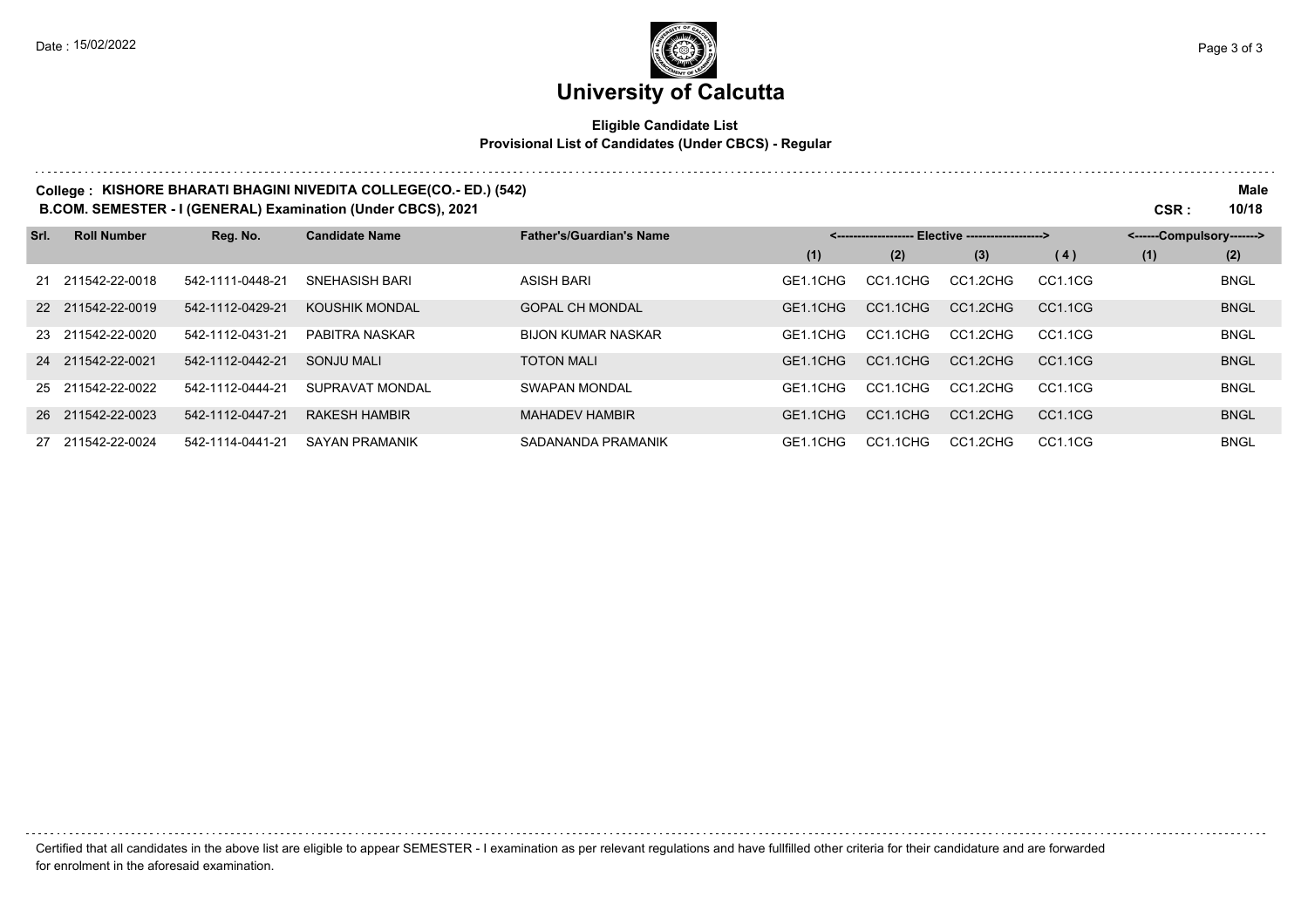# University of Calcutta

**Eligible Candidate List**
**Provisional List of Candidates (Under CBCS) - Regular**

**College : KISHORE BHARATI BHAGINI NIVEDITA COLLEGE(CO.- ED.) (542)** **Male**
**B.COM. SEMESTER - I (GENERAL) Examination (Under CBCS), 2021** **CSR : 10/18**

| Srl. | Roll Number | Reg. No. | Candidate Name | Father's/Guardian's Name | <------------------ Elective ------------------> | | | | <------Compulsory-------> | |
|---|---|---|---|---|---|---|---|---|---|---|
| | | | | | (1) | (2) | (3) | (4) | (1) | (2) |
| 21 | 211542-22-0018 | 542-1111-0448-21 | SNEHASISH BARI | ASISH BARI | GE1.1CHG | CC1.1CHG | CC1.2CHG | CC1.1CG | | BNGL |
| 22 | 211542-22-0019 | 542-1112-0429-21 | KOUSHIK MONDAL | GOPAL CH MONDAL | GE1.1CHG | CC1.1CHG | CC1.2CHG | CC1.1CG | | BNGL |
| 23 | 211542-22-0020 | 542-1112-0431-21 | PABITRA NASKAR | BIJON KUMAR NASKAR | GE1.1CHG | CC1.1CHG | CC1.2CHG | CC1.1CG | | BNGL |
| 24 | 211542-22-0021 | 542-1112-0442-21 | SONJU MALI | TOTON MALI | GE1.1CHG | CC1.1CHG | CC1.2CHG | CC1.1CG | | BNGL |
| 25 | 211542-22-0022 | 542-1112-0444-21 | SUPRAVAT MONDAL | SWAPAN MONDAL | GE1.1CHG | CC1.1CHG | CC1.2CHG | CC1.1CG | | BNGL |
| 26 | 211542-22-0023 | 542-1112-0447-21 | RAKESH HAMBIR | MAHADEV HAMBIR | GE1.1CHG | CC1.1CHG | CC1.2CHG | CC1.1CG | | BNGL |
| 27 | 211542-22-0024 | 542-1114-0441-21 | SAYAN PRAMANIK | SADANANDA PRAMANIK | GE1.1CHG | CC1.1CHG | CC1.2CHG | CC1.1CG | | BNGL |

Certified that all candidates in the above list are eligible to appear SEMESTER - I examination as per relevant regulations and have fullfilled other criteria for their candidature and are forwarded for enrolment in the aforesaid examination.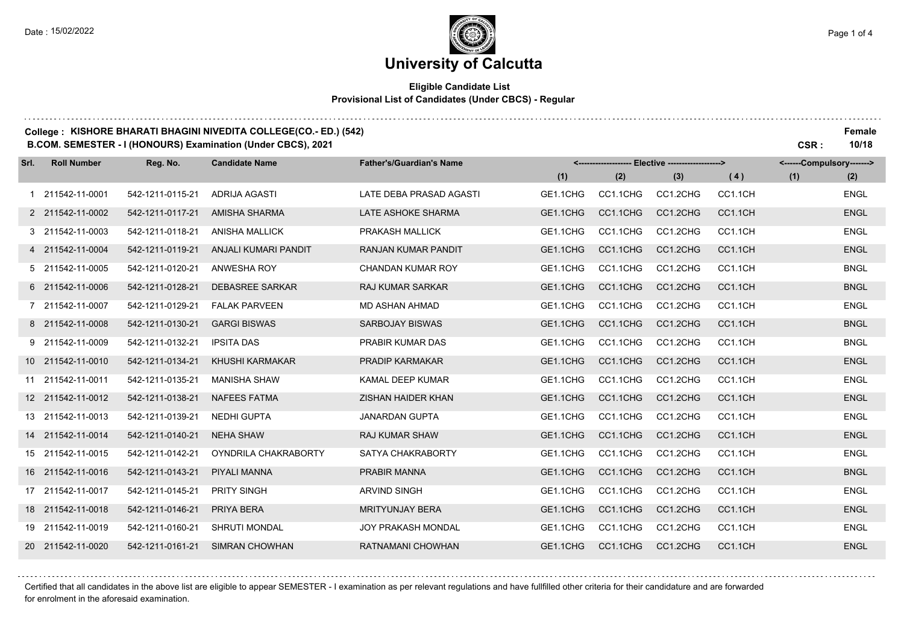# University of Calcutta

**Eligible Candidate List**
**Provisional List of Candidates (Under CBCS) - Regular**

**College : KISHORE BHARATI BHAGINI NIVEDITA COLLEGE(CO.- ED.) (542)** — **Female**

**B.COM. SEMESTER - I (HONOURS) Examination (Under CBCS), 2021** — **CSR : 10/18**

| Srl. | Roll Number | Reg. No. | Candidate Name | Father's/Guardian's Name | Elective (1) | Elective (2) | Elective (3) | Elective (4) | Compulsory (1) | Compulsory (2) |
|---|---|---|---|---|---|---|---|---|---|---|
| 1 | 211542-11-0001 | 542-1211-0115-21 | ADRIJA AGASTI | LATE DEBA PRASAD AGASTI | GE1.1CHG | CC1.1CHG | CC1.2CHG | CC1.1CH | | ENGL |
| 2 | 211542-11-0002 | 542-1211-0117-21 | AMISHA SHARMA | LATE ASHOKE SHARMA | GE1.1CHG | CC1.1CHG | CC1.2CHG | CC1.1CH | | ENGL |
| 3 | 211542-11-0003 | 542-1211-0118-21 | ANISHA MALLICK | PRAKASH MALLICK | GE1.1CHG | CC1.1CHG | CC1.2CHG | CC1.1CH | | ENGL |
| 4 | 211542-11-0004 | 542-1211-0119-21 | ANJALI KUMARI PANDIT | RANJAN KUMAR PANDIT | GE1.1CHG | CC1.1CHG | CC1.2CHG | CC1.1CH | | ENGL |
| 5 | 211542-11-0005 | 542-1211-0120-21 | ANWESHA ROY | CHANDAN KUMAR ROY | GE1.1CHG | CC1.1CHG | CC1.2CHG | CC1.1CH | | BNGL |
| 6 | 211542-11-0006 | 542-1211-0128-21 | DEBASREE SARKAR | RAJ KUMAR SARKAR | GE1.1CHG | CC1.1CHG | CC1.2CHG | CC1.1CH | | BNGL |
| 7 | 211542-11-0007 | 542-1211-0129-21 | FALAK PARVEEN | MD ASHAN AHMAD | GE1.1CHG | CC1.1CHG | CC1.2CHG | CC1.1CH | | ENGL |
| 8 | 211542-11-0008 | 542-1211-0130-21 | GARGI BISWAS | SARBOJAY BISWAS | GE1.1CHG | CC1.1CHG | CC1.2CHG | CC1.1CH | | BNGL |
| 9 | 211542-11-0009 | 542-1211-0132-21 | IPSITA DAS | PRABIR KUMAR DAS | GE1.1CHG | CC1.1CHG | CC1.2CHG | CC1.1CH | | BNGL |
| 10 | 211542-11-0010 | 542-1211-0134-21 | KHUSHI KARMAKAR | PRADIP KARMAKAR | GE1.1CHG | CC1.1CHG | CC1.2CHG | CC1.1CH | | ENGL |
| 11 | 211542-11-0011 | 542-1211-0135-21 | MANISHA SHAW | KAMAL DEEP KUMAR | GE1.1CHG | CC1.1CHG | CC1.2CHG | CC1.1CH | | ENGL |
| 12 | 211542-11-0012 | 542-1211-0138-21 | NAFEES FATMA | ZISHAN HAIDER KHAN | GE1.1CHG | CC1.1CHG | CC1.2CHG | CC1.1CH | | ENGL |
| 13 | 211542-11-0013 | 542-1211-0139-21 | NEDHI GUPTA | JANARDAN GUPTA | GE1.1CHG | CC1.1CHG | CC1.2CHG | CC1.1CH | | ENGL |
| 14 | 211542-11-0014 | 542-1211-0140-21 | NEHA SHAW | RAJ KUMAR SHAW | GE1.1CHG | CC1.1CHG | CC1.2CHG | CC1.1CH | | ENGL |
| 15 | 211542-11-0015 | 542-1211-0142-21 | OYNDRILA CHAKRABORTY | SATYA CHAKRABORTY | GE1.1CHG | CC1.1CHG | CC1.2CHG | CC1.1CH | | ENGL |
| 16 | 211542-11-0016 | 542-1211-0143-21 | PIYALI MANNA | PRABIR MANNA | GE1.1CHG | CC1.1CHG | CC1.2CHG | CC1.1CH | | BNGL |
| 17 | 211542-11-0017 | 542-1211-0145-21 | PRITY SINGH | ARVIND SINGH | GE1.1CHG | CC1.1CHG | CC1.2CHG | CC1.1CH | | ENGL |
| 18 | 211542-11-0018 | 542-1211-0146-21 | PRIYA BERA | MRITYUNJAY BERA | GE1.1CHG | CC1.1CHG | CC1.2CHG | CC1.1CH | | ENGL |
| 19 | 211542-11-0019 | 542-1211-0160-21 | SHRUTI MONDAL | JOY PRAKASH MONDAL | GE1.1CHG | CC1.1CHG | CC1.2CHG | CC1.1CH | | ENGL |
| 20 | 211542-11-0020 | 542-1211-0161-21 | SIMRAN CHOWHAN | RATNAMANI CHOWHAN | GE1.1CHG | CC1.1CHG | CC1.2CHG | CC1.1CH | | ENGL |

Certified that all candidates in the above list are eligible to appear SEMESTER - I examination as per relevant regulations and have fullfilled other criteria for their candidature and are forwarded for enrolment in the aforesaid examination.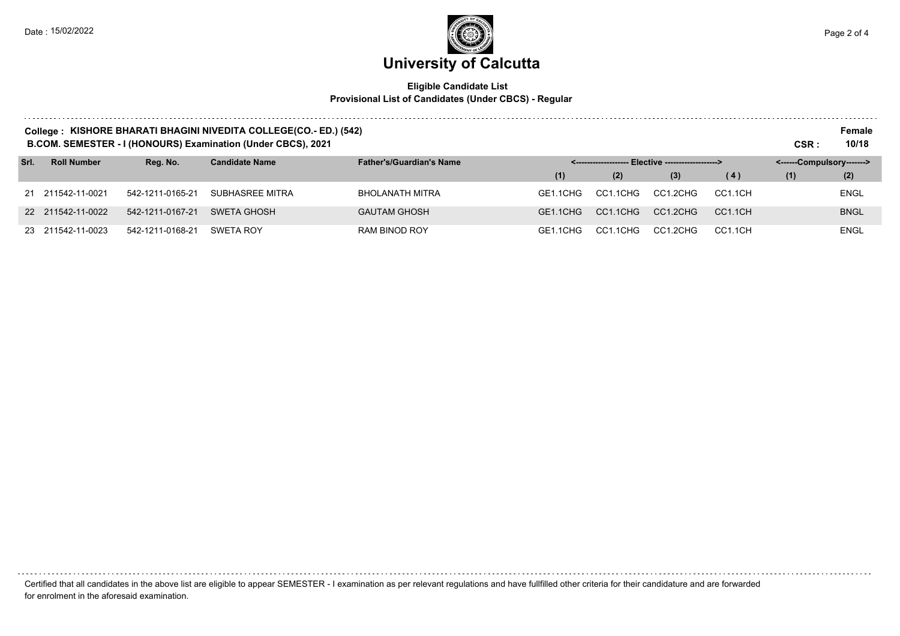# University of Calcutta

**Eligible Candidate List**
**Provisional List of Candidates (Under CBCS) - Regular**

**College : KISHORE BHARATI BHAGINI NIVEDITA COLLEGE(CO.- ED.) (542)** **Female**
**B.COM. SEMESTER - I (HONOURS) Examination (Under CBCS), 2021** **CSR : 10/18**

| Srl. | Roll Number | Reg. No. | Candidate Name | Father's/Guardian's Name | <------------------- Elective -------------------> | | | | <------Compulsory-------> | |
|---|---|---|---|---|---|---|---|---|---|---|
| | | | | | (1) | (2) | (3) | (4) | (1) | (2) |
| 21 | 211542-11-0021 | 542-1211-0165-21 | SUBHASREE MITRA | BHOLANATH MITRA | GE1.1CHG | CC1.1CHG | CC1.2CHG | CC1.1CH | | ENGL |
| 22 | 211542-11-0022 | 542-1211-0167-21 | SWETA GHOSH | GAUTAM GHOSH | GE1.1CHG | CC1.1CHG | CC1.2CHG | CC1.1CH | | BNGL |
| 23 | 211542-11-0023 | 542-1211-0168-21 | SWETA ROY | RAM BINOD ROY | GE1.1CHG | CC1.1CHG | CC1.2CHG | CC1.1CH | | ENGL |

Certified that all candidates in the above list are eligible to appear SEMESTER - I examination as per relevant regulations and have fullfilled other criteria for their candidature and are forwarded for enrolment in the aforesaid examination.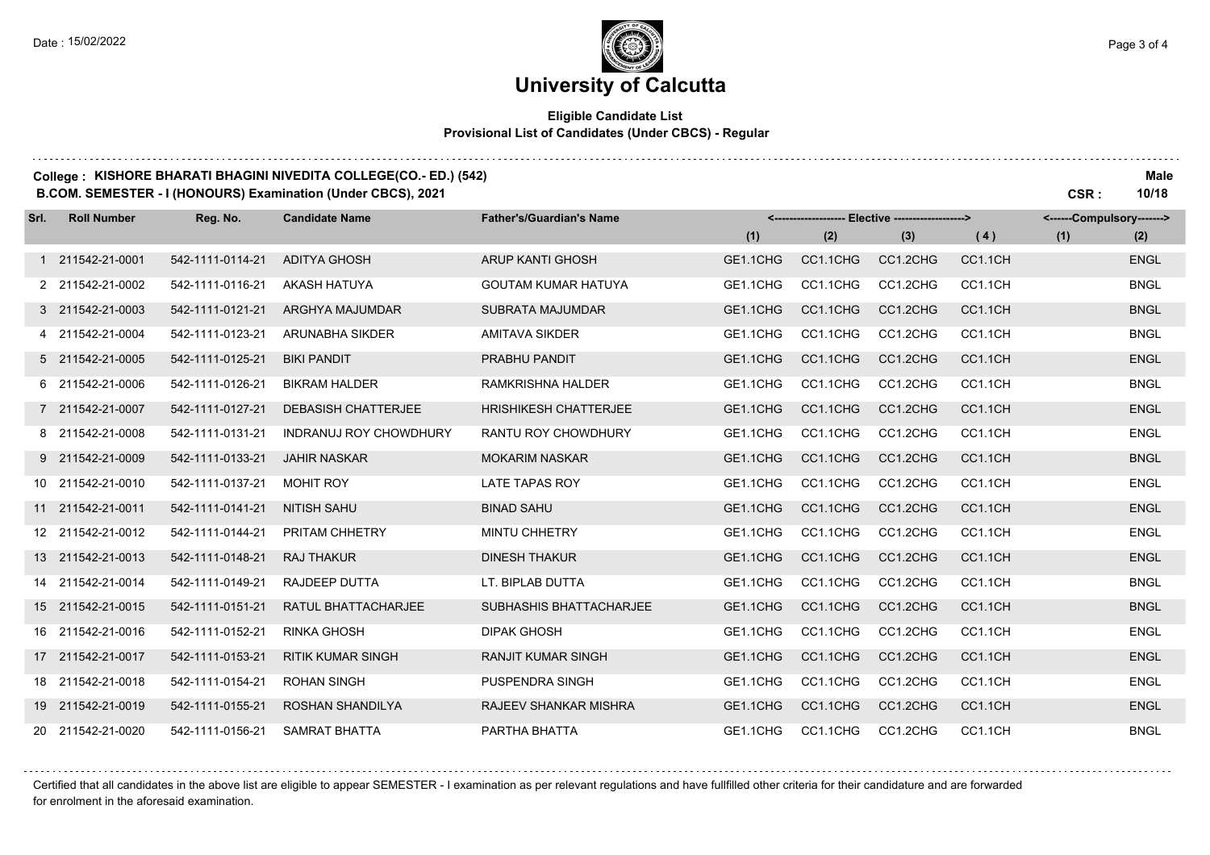# University of Calcutta

**Eligible Candidate List**

**Provisional List of Candidates (Under CBCS) - Regular**

**College : KISHORE BHARATI BHAGINI NIVEDITA COLLEGE(CO.- ED.) (542)** **Male**

**B.COM. SEMESTER - I (HONOURS) Examination (Under CBCS), 2021** **CSR : 10/18**

| Srl. | Roll Number | Reg. No. | Candidate Name | Father's/Guardian's Name | <------------------- Elective -------------------> | | | | <------Compulsory-------> | |
|---|---|---|---|---|---|---|---|---|---|---|
| | | | | | (1) | (2) | (3) | (4) | (1) | (2) |
| 1 | 211542-21-0001 | 542-1111-0114-21 | ADITYA GHOSH | ARUP KANTI GHOSH | GE1.1CHG | CC1.1CHG | CC1.2CHG | CC1.1CH | | ENGL |
| 2 | 211542-21-0002 | 542-1111-0116-21 | AKASH HATUYA | GOUTAM KUMAR HATUYA | GE1.1CHG | CC1.1CHG | CC1.2CHG | CC1.1CH | | BNGL |
| 3 | 211542-21-0003 | 542-1111-0121-21 | ARGHYA MAJUMDAR | SUBRATA MAJUMDAR | GE1.1CHG | CC1.1CHG | CC1.2CHG | CC1.1CH | | BNGL |
| 4 | 211542-21-0004 | 542-1111-0123-21 | ARUNABHA SIKDER | AMITAVA SIKDER | GE1.1CHG | CC1.1CHG | CC1.2CHG | CC1.1CH | | BNGL |
| 5 | 211542-21-0005 | 542-1111-0125-21 | BIKI PANDIT | PRABHU PANDIT | GE1.1CHG | CC1.1CHG | CC1.2CHG | CC1.1CH | | ENGL |
| 6 | 211542-21-0006 | 542-1111-0126-21 | BIKRAM HALDER | RAMKRISHNA HALDER | GE1.1CHG | CC1.1CHG | CC1.2CHG | CC1.1CH | | BNGL |
| 7 | 211542-21-0007 | 542-1111-0127-21 | DEBASISH CHATTERJEE | HRISHIKESH CHATTERJEE | GE1.1CHG | CC1.1CHG | CC1.2CHG | CC1.1CH | | ENGL |
| 8 | 211542-21-0008 | 542-1111-0131-21 | INDRANUJ ROY CHOWDHURY | RANTU ROY CHOWDHURY | GE1.1CHG | CC1.1CHG | CC1.2CHG | CC1.1CH | | ENGL |
| 9 | 211542-21-0009 | 542-1111-0133-21 | JAHIR NASKAR | MOKARIM NASKAR | GE1.1CHG | CC1.1CHG | CC1.2CHG | CC1.1CH | | BNGL |
| 10 | 211542-21-0010 | 542-1111-0137-21 | MOHIT ROY | LATE TAPAS ROY | GE1.1CHG | CC1.1CHG | CC1.2CHG | CC1.1CH | | ENGL |
| 11 | 211542-21-0011 | 542-1111-0141-21 | NITISH SAHU | BINAD SAHU | GE1.1CHG | CC1.1CHG | CC1.2CHG | CC1.1CH | | ENGL |
| 12 | 211542-21-0012 | 542-1111-0144-21 | PRITAM CHHETRY | MINTU CHHETRY | GE1.1CHG | CC1.1CHG | CC1.2CHG | CC1.1CH | | ENGL |
| 13 | 211542-21-0013 | 542-1111-0148-21 | RAJ THAKUR | DINESH THAKUR | GE1.1CHG | CC1.1CHG | CC1.2CHG | CC1.1CH | | ENGL |
| 14 | 211542-21-0014 | 542-1111-0149-21 | RAJDEEP DUTTA | LT. BIPLAB DUTTA | GE1.1CHG | CC1.1CHG | CC1.2CHG | CC1.1CH | | BNGL |
| 15 | 211542-21-0015 | 542-1111-0151-21 | RATUL BHATTACHARJEE | SUBHASHIS BHATTACHARJEE | GE1.1CHG | CC1.1CHG | CC1.2CHG | CC1.1CH | | BNGL |
| 16 | 211542-21-0016 | 542-1111-0152-21 | RINKA GHOSH | DIPAK GHOSH | GE1.1CHG | CC1.1CHG | CC1.2CHG | CC1.1CH | | ENGL |
| 17 | 211542-21-0017 | 542-1111-0153-21 | RITIK KUMAR SINGH | RANJIT KUMAR SINGH | GE1.1CHG | CC1.1CHG | CC1.2CHG | CC1.1CH | | ENGL |
| 18 | 211542-21-0018 | 542-1111-0154-21 | ROHAN SINGH | PUSPENDRA SINGH | GE1.1CHG | CC1.1CHG | CC1.2CHG | CC1.1CH | | ENGL |
| 19 | 211542-21-0019 | 542-1111-0155-21 | ROSHAN SHANDILYA | RAJEEV SHANKAR MISHRA | GE1.1CHG | CC1.1CHG | CC1.2CHG | CC1.1CH | | ENGL |
| 20 | 211542-21-0020 | 542-1111-0156-21 | SAMRAT BHATTA | PARTHA BHATTA | GE1.1CHG | CC1.1CHG | CC1.2CHG | CC1.1CH | | BNGL |

Certified that all candidates in the above list are eligible to appear SEMESTER - I examination as per relevant regulations and have fullfilled other criteria for their candidature and are forwarded for enrolment in the aforesaid examination.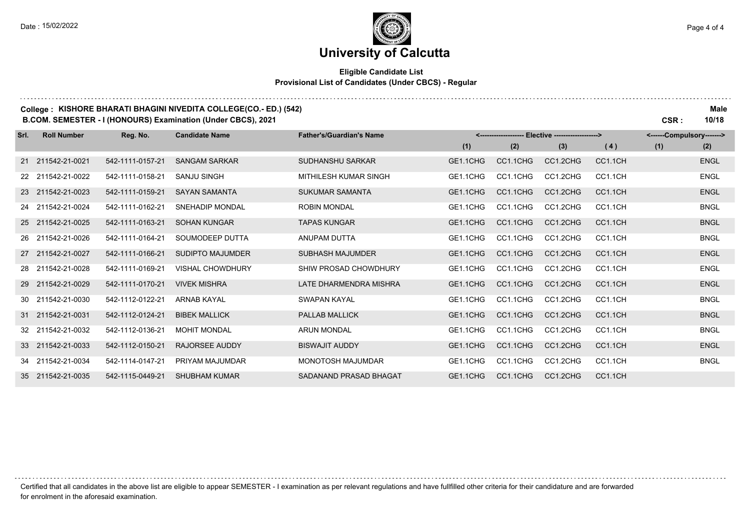# University of Calcutta

**Eligible Candidate List**
**Provisional List of Candidates (Under CBCS) - Regular**

**College : KISHORE BHARATI BHAGINI NIVEDITA COLLEGE(CO.- ED.) (542)** — **Male**
**B.COM. SEMESTER - I (HONOURS) Examination (Under CBCS), 2021** — **CSR : 10/18**

| Srl. | Roll Number | Reg. No. | Candidate Name | Father's/Guardian's Name | Elective (1) | Elective (2) | Elective (3) | Elective (4) | Compulsory (1) | Compulsory (2) |
|---|---|---|---|---|---|---|---|---|---|---|
| 21 | 211542-21-0021 | 542-1111-0157-21 | SANGAM SARKAR | SUDHANSHU SARKAR | GE1.1CHG | CC1.1CHG | CC1.2CHG | CC1.1CH | | ENGL |
| 22 | 211542-21-0022 | 542-1111-0158-21 | SANJU SINGH | MITHILESH KUMAR SINGH | GE1.1CHG | CC1.1CHG | CC1.2CHG | CC1.1CH | | ENGL |
| 23 | 211542-21-0023 | 542-1111-0159-21 | SAYAN SAMANTA | SUKUMAR SAMANTA | GE1.1CHG | CC1.1CHG | CC1.2CHG | CC1.1CH | | ENGL |
| 24 | 211542-21-0024 | 542-1111-0162-21 | SNEHADIP MONDAL | ROBIN MONDAL | GE1.1CHG | CC1.1CHG | CC1.2CHG | CC1.1CH | | BNGL |
| 25 | 211542-21-0025 | 542-1111-0163-21 | SOHAN KUNGAR | TAPAS KUNGAR | GE1.1CHG | CC1.1CHG | CC1.2CHG | CC1.1CH | | BNGL |
| 26 | 211542-21-0026 | 542-1111-0164-21 | SOUMODEEP DUTTA | ANUPAM DUTTA | GE1.1CHG | CC1.1CHG | CC1.2CHG | CC1.1CH | | BNGL |
| 27 | 211542-21-0027 | 542-1111-0166-21 | SUDIPTO MAJUMDER | SUBHASH MAJUMDER | GE1.1CHG | CC1.1CHG | CC1.2CHG | CC1.1CH | | ENGL |
| 28 | 211542-21-0028 | 542-1111-0169-21 | VISHAL CHOWDHURY | SHIW PROSAD CHOWDHURY | GE1.1CHG | CC1.1CHG | CC1.2CHG | CC1.1CH | | ENGL |
| 29 | 211542-21-0029 | 542-1111-0170-21 | VIVEK MISHRA | LATE DHARMENDRA MISHRA | GE1.1CHG | CC1.1CHG | CC1.2CHG | CC1.1CH | | ENGL |
| 30 | 211542-21-0030 | 542-1112-0122-21 | ARNAB KAYAL | SWAPAN KAYAL | GE1.1CHG | CC1.1CHG | CC1.2CHG | CC1.1CH | | BNGL |
| 31 | 211542-21-0031 | 542-1112-0124-21 | BIBEK MALLICK | PALLAB MALLICK | GE1.1CHG | CC1.1CHG | CC1.2CHG | CC1.1CH | | BNGL |
| 32 | 211542-21-0032 | 542-1112-0136-21 | MOHIT MONDAL | ARUN MONDAL | GE1.1CHG | CC1.1CHG | CC1.2CHG | CC1.1CH | | BNGL |
| 33 | 211542-21-0033 | 542-1112-0150-21 | RAJORSEE AUDDY | BISWAJIT AUDDY | GE1.1CHG | CC1.1CHG | CC1.2CHG | CC1.1CH | | ENGL |
| 34 | 211542-21-0034 | 542-1114-0147-21 | PRIYAM MAJUMDAR | MONOTOSH MAJUMDAR | GE1.1CHG | CC1.1CHG | CC1.2CHG | CC1.1CH | | BNGL |
| 35 | 211542-21-0035 | 542-1115-0449-21 | SHUBHAM KUMAR | SADANAND PRASAD BHAGAT | GE1.1CHG | CC1.1CHG | CC1.2CHG | CC1.1CH | | |

Certified that all candidates in the above list are eligible to appear SEMESTER - I examination as per relevant regulations and have fullfilled other criteria for their candidature and are forwarded for enrolment in the aforesaid examination.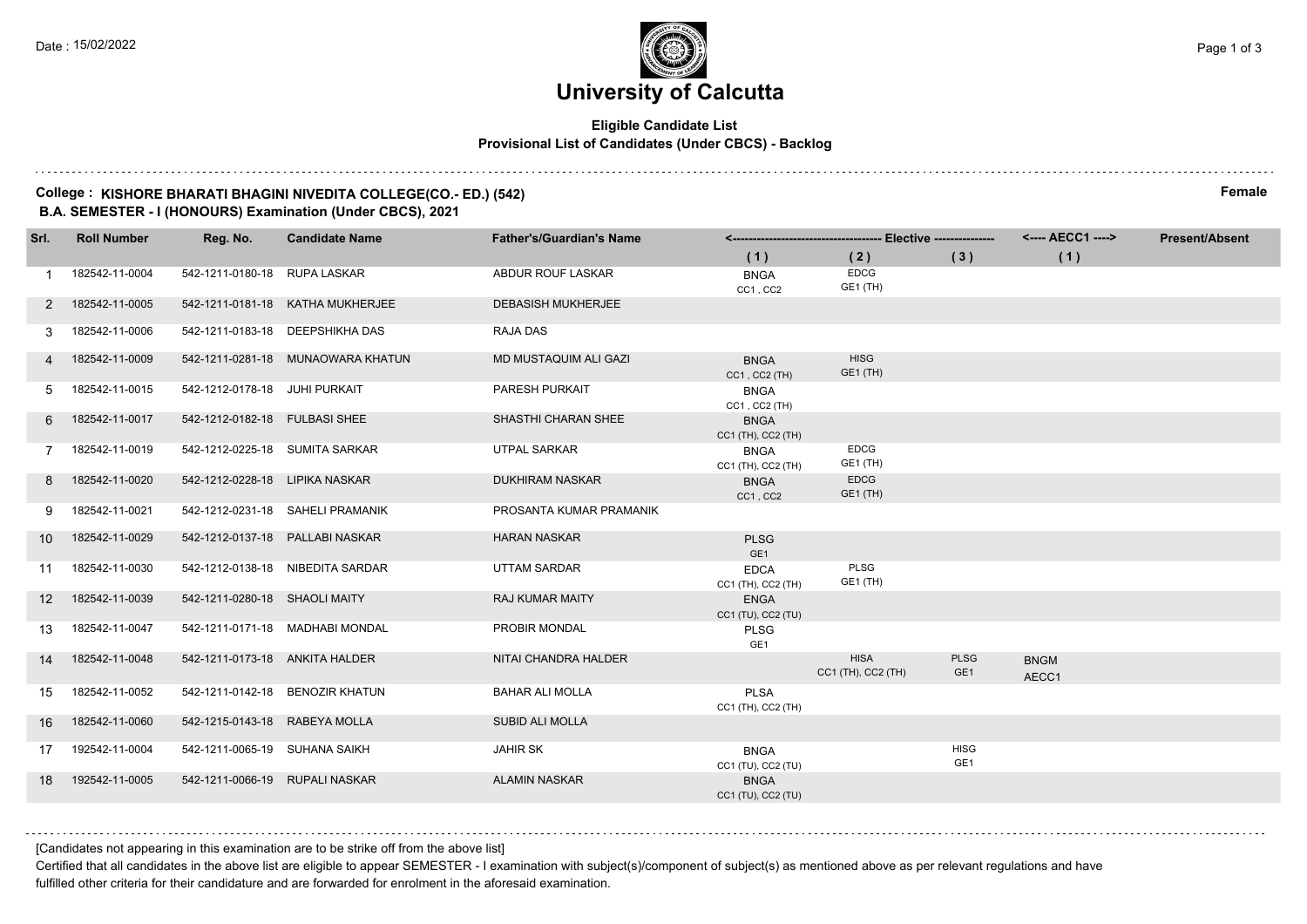# University of Calcutta

**Eligible Candidate List**
**Provisional List of Candidates (Under CBCS) - Backlog**

**College : KISHORE BHARATI BHAGINI NIVEDITA COLLEGE(CO.- ED.) (542)** **Female**

**B.A. SEMESTER - I (HONOURS) Examination (Under CBCS), 2021**

| Srl. | Roll Number | Reg. No. | Candidate Name | Father's/Guardian's Name | Elective (1) | Elective (2) | Elective (3) | AECC1 (1) | Present/Absent |
|---|---|---|---|---|---|---|---|---|---|
| 1 | 182542-11-0004 | 542-1211-0180-18 | RUPA LASKAR | ABDUR ROUF LASKAR | BNGA CC1 , CC2 | EDCG GE1 (TH) | | | |
| 2 | 182542-11-0005 | 542-1211-0181-18 | KATHA MUKHERJEE | DEBASISH MUKHERJEE | | | | | |
| 3 | 182542-11-0006 | 542-1211-0183-18 | DEEPSHIKHA DAS | RAJA DAS | | | | | |
| 4 | 182542-11-0009 | 542-1211-0281-18 | MUNAOWARA KHATUN | MD MUSTAQUIM ALI GAZI | BNGA CC1 , CC2 (TH) | HISG GE1 (TH) | | | |
| 5 | 182542-11-0015 | 542-1212-0178-18 | JUHI PURKAIT | PARESH PURKAIT | BNGA CC1 , CC2 (TH) | | | | |
| 6 | 182542-11-0017 | 542-1212-0182-18 | FULBASI SHEE | SHASTHI CHARAN SHEE | BNGA CC1 (TH), CC2 (TH) | | | | |
| 7 | 182542-11-0019 | 542-1212-0225-18 | SUMITA SARKAR | UTPAL SARKAR | BNGA CC1 (TH), CC2 (TH) | EDCG GE1 (TH) | | | |
| 8 | 182542-11-0020 | 542-1212-0228-18 | LIPIKA NASKAR | DUKHIRAM NASKAR | BNGA CC1 , CC2 | EDCG GE1 (TH) | | | |
| 9 | 182542-11-0021 | 542-1212-0231-18 | SAHELI PRAMANIK | PROSANTA KUMAR PRAMANIK | | | | | |
| 10 | 182542-11-0029 | 542-1212-0137-18 | PALLABI NASKAR | HARAN NASKAR | PLSG GE1 | | | | |
| 11 | 182542-11-0030 | 542-1212-0138-18 | NIBEDITA SARDAR | UTTAM SARDAR | EDCA CC1 (TH), CC2 (TH) | PLSG GE1 (TH) | | | |
| 12 | 182542-11-0039 | 542-1211-0280-18 | SHAOLI MAITY | RAJ KUMAR MAITY | ENGA CC1 (TU), CC2 (TU) | | | | |
| 13 | 182542-11-0047 | 542-1211-0171-18 | MADHABI MONDAL | PROBIR MONDAL | PLSG GE1 | | | | |
| 14 | 182542-11-0048 | 542-1211-0173-18 | ANKITA HALDER | NITAI CHANDRA HALDER | | HISA CC1 (TH), CC2 (TH) | PLSG GE1 | BNGM AECC1 | |
| 15 | 182542-11-0052 | 542-1211-0142-18 | BENOZIR KHATUN | BAHAR ALI MOLLA | PLSA CC1 (TH), CC2 (TH) | | | | |
| 16 | 182542-11-0060 | 542-1215-0143-18 | RABEYA MOLLA | SUBID ALI MOLLA | | | | | |
| 17 | 192542-11-0004 | 542-1211-0065-19 | SUHANA SAIKH | JAHIR SK | BNGA CC1 (TU), CC2 (TU) | | HISG GE1 | | |
| 18 | 192542-11-0005 | 542-1211-0066-19 | RUPALI NASKAR | ALAMIN NASKAR | BNGA CC1 (TU), CC2 (TU) | | | | |

[Candidates not appearing in this examination are to be strike off from the above list]

Certified that all candidates in the above list are eligible to appear SEMESTER - I examination with subject(s)/component of subject(s) as mentioned above as per relevant regulations and have fulfilled other criteria for their candidature and are forwarded for enrolment in the aforesaid examination.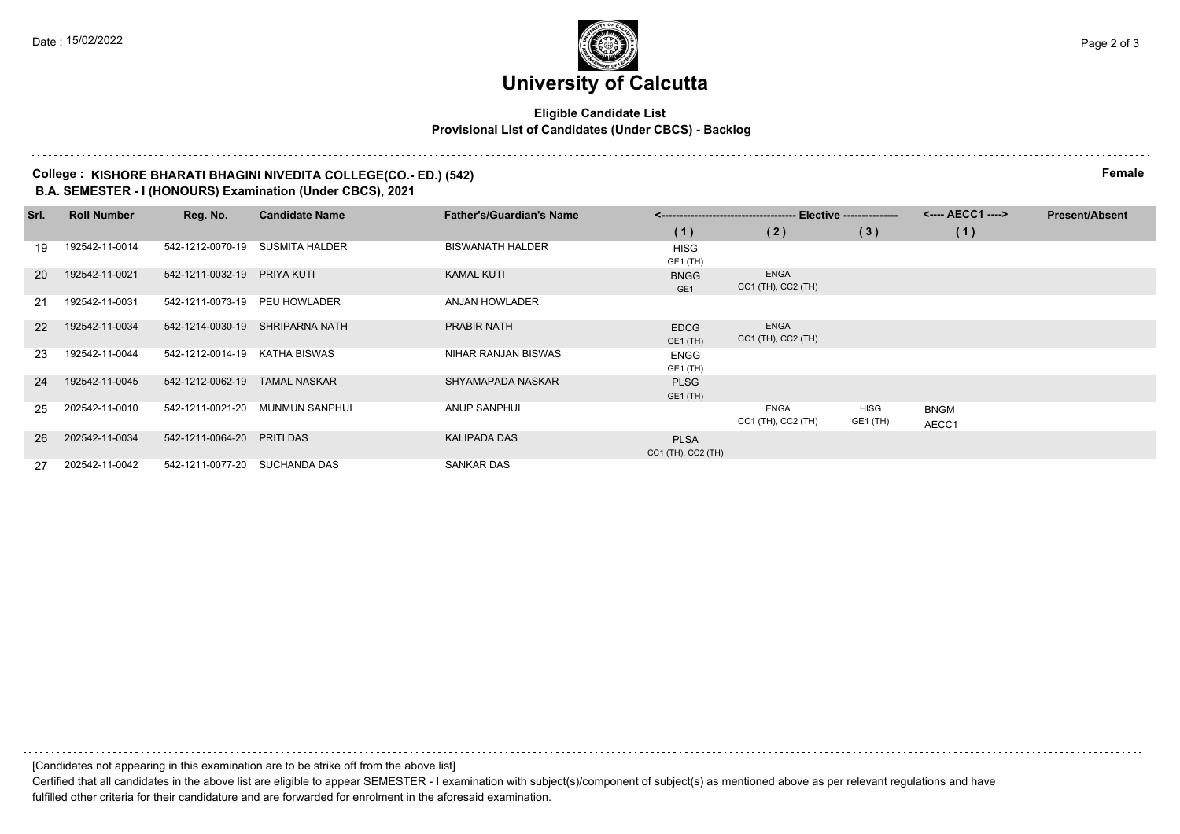# University of Calcutta

**Eligible Candidate List**
**Provisional List of Candidates (Under CBCS) - Backlog**

**College : KISHORE BHARATI BHAGINI NIVEDITA COLLEGE(CO.- ED.) (542)** **Female**

**B.A. SEMESTER - I (HONOURS) Examination (Under CBCS), 2021**

| Srl. | Roll Number | Reg. No. | Candidate Name | Father's/Guardian's Name | Elective (1) | Elective (2) | Elective (3) | AECC1 (1) | Present/Absent |
|---|---|---|---|---|---|---|---|---|---|
| 19 | 192542-11-0014 | 542-1212-0070-19 | SUSMITA HALDER | BISWANATH HALDER | HISG GE1 (TH) | | | | |
| 20 | 192542-11-0021 | 542-1211-0032-19 | PRIYA KUTI | KAMAL KUTI | BNGG GE1 | ENGA CC1 (TH), CC2 (TH) | | | |
| 21 | 192542-11-0031 | 542-1211-0073-19 | PEU HOWLADER | ANJAN HOWLADER | | | | | |
| 22 | 192542-11-0034 | 542-1214-0030-19 | SHRIPARNA NATH | PRABIR NATH | EDCG GE1 (TH) | ENGA CC1 (TH), CC2 (TH) | | | |
| 23 | 192542-11-0044 | 542-1212-0014-19 | KATHA BISWAS | NIHAR RANJAN BISWAS | ENGG GE1 (TH) | | | | |
| 24 | 192542-11-0045 | 542-1212-0062-19 | TAMAL NASKAR | SHYAMAPADA NASKAR | PLSG GE1 (TH) | | | | |
| 25 | 202542-11-0010 | 542-1211-0021-20 | MUNMUN SANPHUI | ANUP SANPHUI | | ENGA CC1 (TH), CC2 (TH) | HISG GE1 (TH) | BNGM AECC1 | |
| 26 | 202542-11-0034 | 542-1211-0064-20 | PRITI DAS | KALIPADA DAS | PLSA CC1 (TH), CC2 (TH) | | | | |
| 27 | 202542-11-0042 | 542-1211-0077-20 | SUCHANDA DAS | SANKAR DAS | | | | | |

[Candidates not appearing in this examination are to be strike off from the above list]

Certified that all candidates in the above list are eligible to appear SEMESTER - I examination with subject(s)/component of subject(s) as mentioned above as per relevant regulations and have fulfilled other criteria for their candidature and are forwarded for enrolment in the aforesaid examination.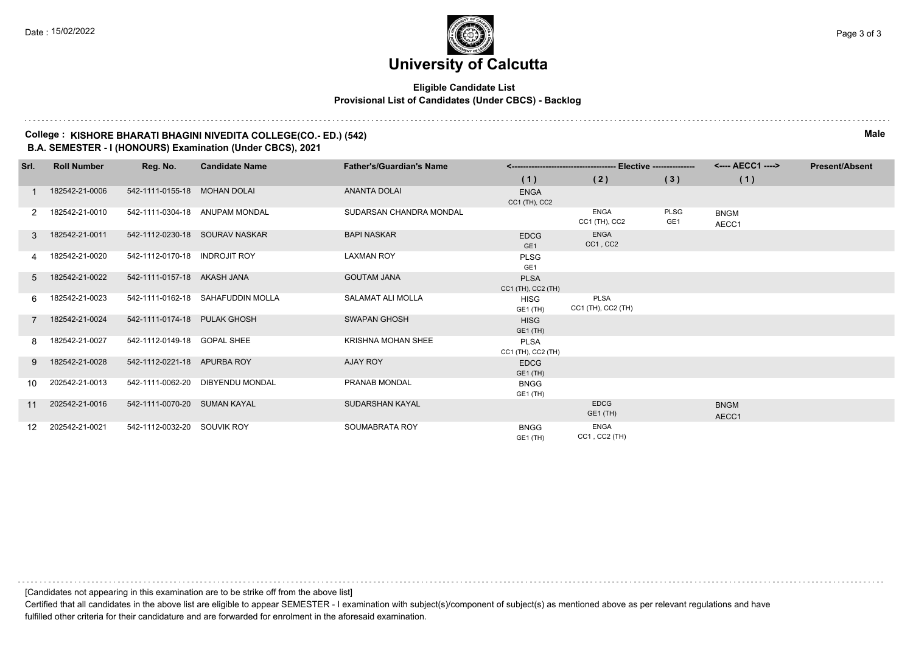# University of Calcutta

**Eligible Candidate List**
**Provisional List of Candidates (Under CBCS) - Backlog**

**College : KISHORE BHARATI BHAGINI NIVEDITA COLLEGE(CO.- ED.) (542)** **Male**

**B.A. SEMESTER - I (HONOURS) Examination (Under CBCS), 2021**

| Srl. | Roll Number | Reg. No. | Candidate Name | Father's/Guardian's Name | Elective | | | AECC1 | Present/Absent |
|---|---|---|---|---|---|---|---|---|---|
| | | | | | (1) | (2) | (3) | (1) | |
| 1 | 182542-21-0006 | 542-1111-0155-18 | MOHAN DOLAI | ANANTA DOLAI | ENGA CC1 (TH), CC2 | | | | |
| 2 | 182542-21-0010 | 542-1111-0304-18 | ANUPAM MONDAL | SUDARSAN CHANDRA MONDAL | | ENGA CC1 (TH), CC2 | PLSG GE1 | BNGM AECC1 | |
| 3 | 182542-21-0011 | 542-1112-0230-18 | SOURAV NASKAR | BAPI NASKAR | EDCG GE1 | ENGA CC1 , CC2 | | | |
| 4 | 182542-21-0020 | 542-1112-0170-18 | INDROJIT ROY | LAXMAN ROY | PLSG GE1 | | | | |
| 5 | 182542-21-0022 | 542-1111-0157-18 | AKASH JANA | GOUTAM JANA | PLSA CC1 (TH), CC2 (TH) | | | | |
| 6 | 182542-21-0023 | 542-1111-0162-18 | SAHAFUDDIN MOLLA | SALAMAT ALI MOLLA | HISG GE1 (TH) | PLSA CC1 (TH), CC2 (TH) | | | |
| 7 | 182542-21-0024 | 542-1111-0174-18 | PULAK GHOSH | SWAPAN GHOSH | HISG GE1 (TH) | | | | |
| 8 | 182542-21-0027 | 542-1112-0149-18 | GOPAL SHEE | KRISHNA MOHAN SHEE | PLSA CC1 (TH), CC2 (TH) | | | | |
| 9 | 182542-21-0028 | 542-1112-0221-18 | APURBA ROY | AJAY ROY | EDCG GE1 (TH) | | | | |
| 10 | 202542-21-0013 | 542-1111-0062-20 | DIBYENDU MONDAL | PRANAB MONDAL | BNGG GE1 (TH) | | | | |
| 11 | 202542-21-0016 | 542-1111-0070-20 | SUMAN KAYAL | SUDARSHAN KAYAL | | EDCG GE1 (TH) | | BNGM AECC1 | |
| 12 | 202542-21-0021 | 542-1112-0032-20 | SOUVIK ROY | SOUMABRATA ROY | BNGG GE1 (TH) | ENGA CC1 , CC2 (TH) | | | |

[Candidates not appearing in this examination are to be strike off from the above list]

Certified that all candidates in the above list are eligible to appear SEMESTER - I examination with subject(s)/component of subject(s) as mentioned above as per relevant regulations and have fulfilled other criteria for their candidature and are forwarded for enrolment in the aforesaid examination.